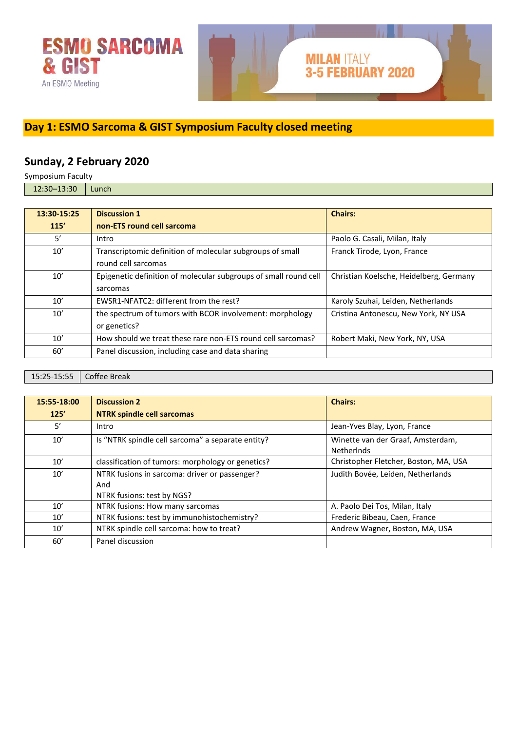ESMO SARCOMA & GIST
An ESMO Meeting

MILAN ITALY
3-5 FEBRUARY 2020

## Day 1: ESMO Sarcoma & GIST Symposium Faculty closed meeting

## Sunday, 2 February 2020

Symposium Faculty

| 12:30–13:30 | Lunch |
|---|---|

| 13:30-15:25 115’ | Discussion 1 non-ETS round cell sarcoma | Chairs: |
|---|---|---|
| 5’ | Intro | Paolo G. Casali, Milan, Italy |
| 10’ | Transcriptomic definition of molecular subgroups of small round cell sarcomas | Franck Tirode, Lyon, France |
| 10’ | Epigenetic definition of molecular subgroups of small round cell sarcomas | Christian Koelsche, Heidelberg, Germany |
| 10’ | EWSR1-NFATC2: different from the rest? | Karoly Szuhai, Leiden, Netherlands |
| 10’ | the spectrum of tumors with BCOR involvement: morphology or genetics? | Cristina Antonescu, New York, NY USA |
| 10’ | How should we treat these rare non-ETS round cell sarcomas? | Robert Maki, New York, NY, USA |
| 60’ | Panel discussion, including case and data sharing | |

| 15:25-15:55 | Coffee Break |
|---|---|

| 15:55-18:00 125’ | Discussion 2 NTRK spindle cell sarcomas | Chairs: |
|---|---|---|
| 5’ | Intro | Jean-Yves Blay, Lyon, France |
| 10’ | Is “NTRK spindle cell sarcoma” a separate entity? | Winette van der Graaf, Amsterdam, Netherlnds |
| 10’ | classification of tumors: morphology or genetics? | Christopher Fletcher, Boston, MA, USA |
| 10’ | NTRK fusions in sarcoma: driver or passenger? And NTRK fusions: test by NGS? | Judith Bovée, Leiden, Netherlands |
| 10’ | NTRK fusions: How many sarcomas | A. Paolo Dei Tos, Milan, Italy |
| 10’ | NTRK fusions: test by immunohistochemistry? | Frederic Bibeau, Caen, France |
| 10’ | NTRK spindle cell sarcoma: how to treat? | Andrew Wagner, Boston, MA, USA |
| 60’ | Panel discussion | |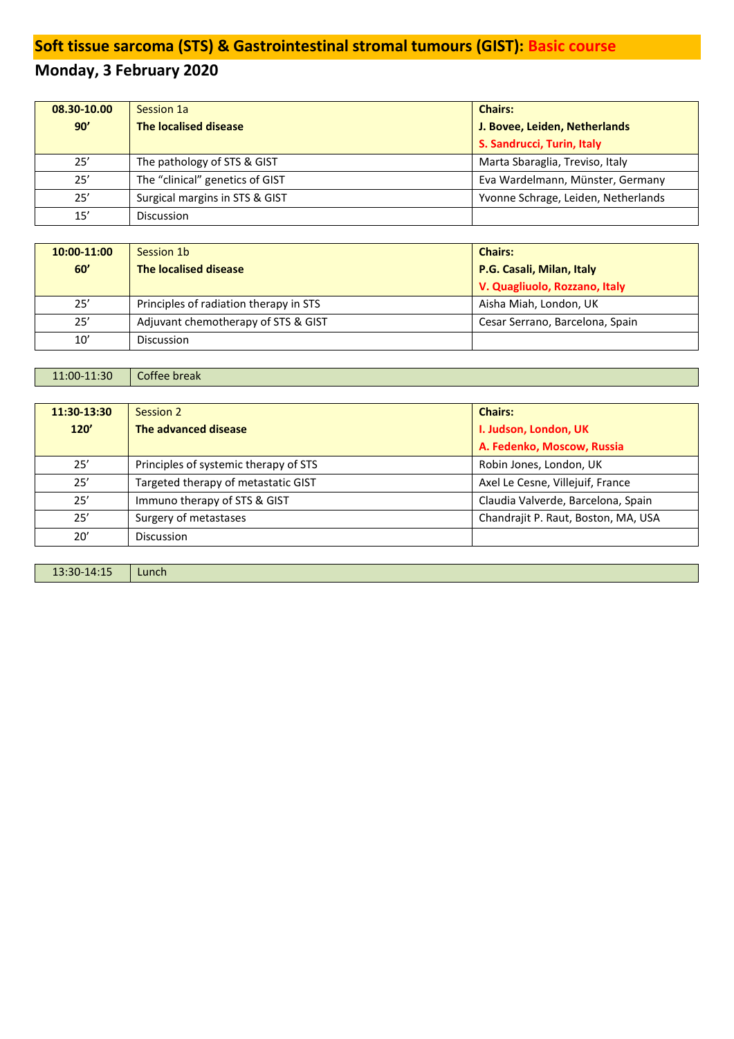## Soft tissue sarcoma (STS) & Gastrointestinal stromal tumours (GIST): Basic course

## Monday, 3 February 2020

| **08.30-10.00**<br>**90’** | Session 1a<br>**The localised disease** | **Chairs:**<br>**J. Bovee, Leiden, Netherlands**<br>**S. Sandrucci, Turin, Italy** |
|---|---|---|
| 25’ | The pathology of STS & GIST | Marta Sbaraglia, Treviso, Italy |
| 25’ | The “clinical” genetics of GIST | Eva Wardelmann, Münster, Germany |
| 25’ | Surgical margins in STS & GIST | Yvonne Schrage, Leiden, Netherlands |
| 15’ | Discussion | |

| **10:00-11:00**<br>**60’** | Session 1b<br>**The localised disease** | **Chairs:**<br>**P.G. Casali, Milan, Italy**<br>**V. Quagliuolo, Rozzano, Italy** |
|---|---|---|
| 25’ | Principles of radiation therapy in STS | Aisha Miah, London, UK |
| 25’ | Adjuvant chemotherapy of STS & GIST | Cesar Serrano, Barcelona, Spain |
| 10’ | Discussion | |

| 11:00-11:30 | Coffee break |
|---|---|

| **11:30-13:30**<br>**120’** | Session 2<br>**The advanced disease** | **Chairs:**<br>**I. Judson, London, UK**<br>**A. Fedenko, Moscow, Russia** |
|---|---|---|
| 25’ | Principles of systemic therapy of STS | Robin Jones, London, UK |
| 25’ | Targeted therapy of metastatic GIST | Axel Le Cesne, Villejuif, France |
| 25’ | Immuno therapy of STS & GIST | Claudia Valverde, Barcelona, Spain |
| 25’ | Surgery of metastases | Chandrajit P. Raut, Boston, MA, USA |
| 20’ | Discussion | |

| 13:30-14:15 | Lunch |
|---|---|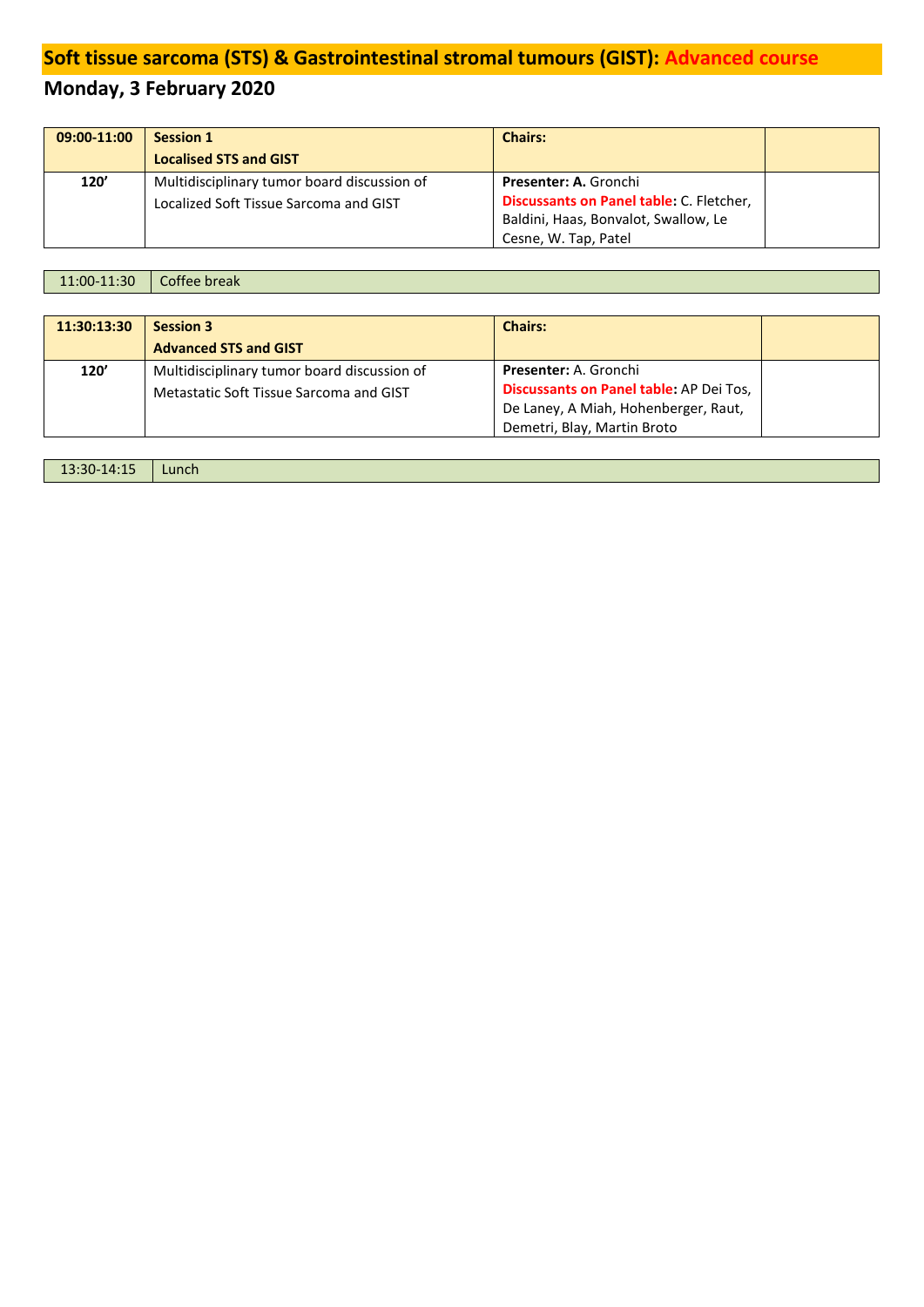# Soft tissue sarcoma (STS) & Gastrointestinal stromal tumours (GIST): Advanced course

## Monday, 3 February 2020

| 09:00-11:00 | Session 1<br>Localised STS and GIST | Chairs: | |
|---|---|---|---|
| 120' | Multidisciplinary tumor board discussion of Localized Soft Tissue Sarcoma and GIST | **Presenter: A.** Gronchi<br>**Discussants on Panel table:** C. Fletcher, Baldini, Haas, Bonvalot, Swallow, Le Cesne, W. Tap, Patel | |

| 11:00-11:30 | Coffee break |
|---|---|

| 11:30:13:30 | Session 3<br>Advanced STS and GIST | Chairs: | |
|---|---|---|---|
| 120' | Multidisciplinary tumor board discussion of Metastatic Soft Tissue Sarcoma and GIST | **Presenter:** A. Gronchi<br>**Discussants on Panel table:** AP Dei Tos, De Laney, A Miah, Hohenberger, Raut, Demetri, Blay, Martin Broto | |

| 13:30-14:15 | Lunch |
|---|---|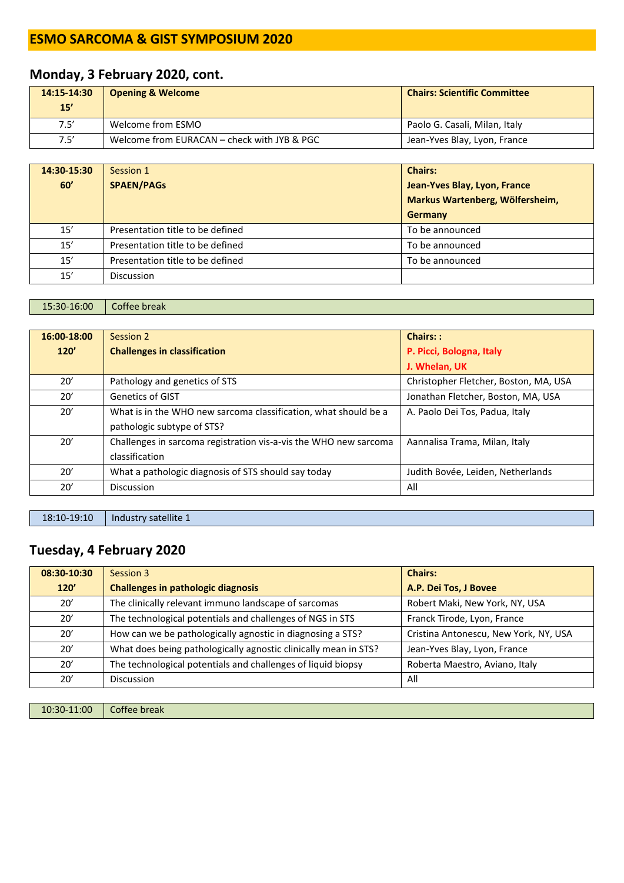# ESMO SARCOMA & GIST SYMPOSIUM 2020

## Monday, 3 February 2020, cont.

| **14:15-14:30 15'** | **Opening & Welcome** | **Chairs: Scientific Committee** |
|---|---|---|
| 7.5' | Welcome from ESMO | Paolo G. Casali, Milan, Italy |
| 7.5' | Welcome from EURACAN – check with JYB & PGC | Jean-Yves Blay, Lyon, France |

| **14:30-15:30 60'** | Session 1 **SPAEN/PAGs** | **Chairs: Jean-Yves Blay, Lyon, France Markus Wartenberg, Wölfersheim, Germany** |
|---|---|---|
| 15' | Presentation title to be defined | To be announced |
| 15' | Presentation title to be defined | To be announced |
| 15' | Presentation title to be defined | To be announced |
| 15' | Discussion | |

| 15:30-16:00 | Coffee break |
|---|---|

| **16:00-18:00 120'** | Session 2 **Challenges in classification** | **Chairs: : P. Picci, Bologna, Italy J. Whelan, UK** |
|---|---|---|
| 20' | Pathology and genetics of STS | Christopher Fletcher, Boston, MA, USA |
| 20' | Genetics of GIST | Jonathan Fletcher, Boston, MA, USA |
| 20' | What is in the WHO new sarcoma classification, what should be a pathologic subtype of STS? | A. Paolo Dei Tos, Padua, Italy |
| 20' | Challenges in sarcoma registration vis-a-vis the WHO new sarcoma classification | Aannalisa Trama, Milan, Italy |
| 20' | What a pathologic diagnosis of STS should say today | Judith Bovée, Leiden, Netherlands |
| 20' | Discussion | All |

| 18:10-19:10 | Industry satellite 1 |
|---|---|

## Tuesday, 4 February 2020

| **08:30-10:30 120'** | Session 3 **Challenges in pathologic diagnosis** | **Chairs: A.P. Dei Tos, J Bovee** |
|---|---|---|
| 20' | The clinically relevant immuno landscape of sarcomas | Robert Maki, New York, NY, USA |
| 20' | The technological potentials and challenges of NGS in STS | Franck Tirode, Lyon, France |
| 20' | How can we be pathologically agnostic in diagnosing a STS? | Cristina Antonescu, New York, NY, USA |
| 20' | What does being pathologically agnostic clinically mean in STS? | Jean-Yves Blay, Lyon, France |
| 20' | The technological potentials and challenges of liquid biopsy | Roberta Maestro, Aviano, Italy |
| 20' | Discussion | All |

| 10:30-11:00 | Coffee break |
|---|---|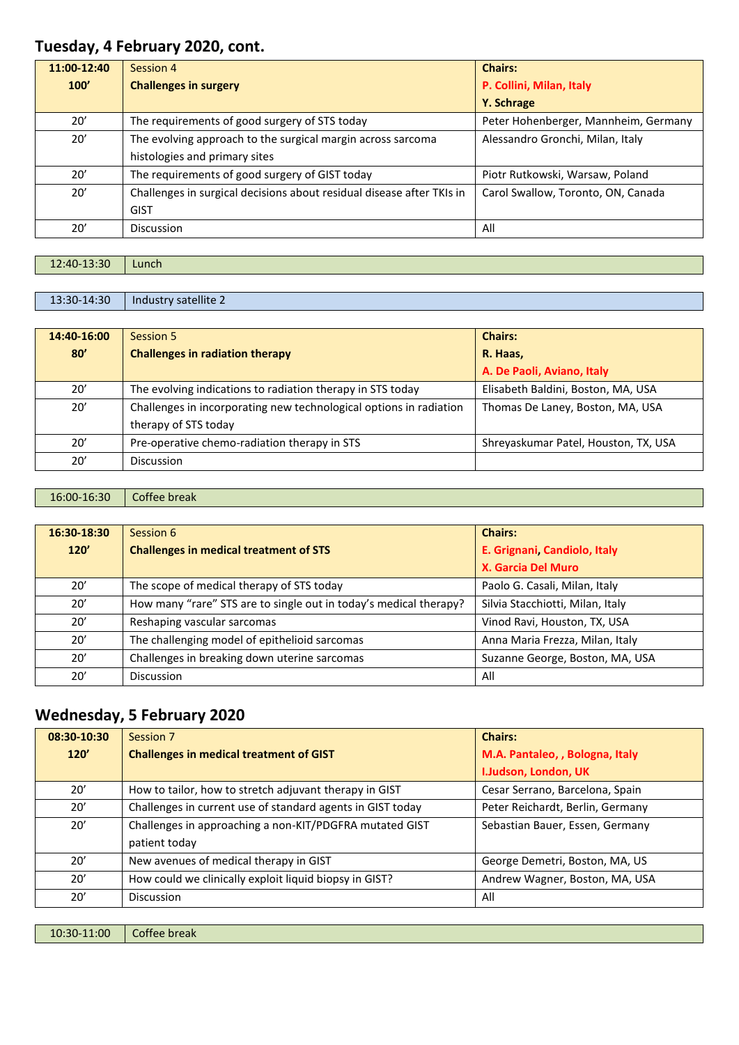## Tuesday, 4 February 2020, cont.

| **11:00-12:40**<br>**100'** | Session 4<br>**Challenges in surgery** | **Chairs:**<br>**P. Collini, Milan, Italy**<br>**Y. Schrage** |
|---|---|---|
| 20' | The requirements of good surgery of STS today | Peter Hohenberger, Mannheim, Germany |
| 20' | The evolving approach to the surgical margin across sarcoma histologies and primary sites | Alessandro Gronchi, Milan, Italy |
| 20' | The requirements of good surgery of GIST today | Piotr Rutkowski, Warsaw, Poland |
| 20' | Challenges in surgical decisions about residual disease after TKIs in GIST | Carol Swallow, Toronto, ON, Canada |
| 20' | Discussion | All |

| 12:40-13:30 | Lunch |
|---|---|

| 13:30-14:30 | Industry satellite 2 |
|---|---|

| **14:40-16:00**<br>**80'** | Session 5<br>**Challenges in radiation therapy** | **Chairs:**<br>**R. Haas,**<br>**A. De Paoli, Aviano, Italy** |
|---|---|---|
| 20' | The evolving indications to radiation therapy in STS today | Elisabeth Baldini, Boston, MA, USA |
| 20' | Challenges in incorporating new technological options in radiation therapy of STS today | Thomas De Laney, Boston, MA, USA |
| 20' | Pre-operative chemo-radiation therapy in STS | Shreyaskumar Patel, Houston, TX, USA |
| 20' | Discussion | |

| 16:00-16:30 | Coffee break |
|---|---|

| **16:30-18:30**<br>**120'** | Session 6<br>**Challenges in medical treatment of STS** | **Chairs:**<br>**E. Grignani, Candiolo, Italy**<br>**X. Garcia Del Muro** |
|---|---|---|
| 20' | The scope of medical therapy of STS today | Paolo G. Casali, Milan, Italy |
| 20' | How many "rare" STS are to single out in today's medical therapy? | Silvia Stacchiotti, Milan, Italy |
| 20' | Reshaping vascular sarcomas | Vinod Ravi, Houston, TX, USA |
| 20' | The challenging model of epithelioid sarcomas | Anna Maria Frezza, Milan, Italy |
| 20' | Challenges in breaking down uterine sarcomas | Suzanne George, Boston, MA, USA |
| 20' | Discussion | All |

## Wednesday, 5 February 2020

| **08:30-10:30**<br>**120'** | Session 7<br>**Challenges in medical treatment of GIST** | **Chairs:**<br>**M.A. Pantaleo, , Bologna, Italy**<br>**I.Judson, London, UK** |
|---|---|---|
| 20' | How to tailor, how to stretch adjuvant therapy in GIST | Cesar Serrano, Barcelona, Spain |
| 20' | Challenges in current use of standard agents in GIST today | Peter Reichardt, Berlin, Germany |
| 20' | Challenges in approaching a non-KIT/PDGFRA mutated GIST patient today | Sebastian Bauer, Essen, Germany |
| 20' | New avenues of medical therapy in GIST | George Demetri, Boston, MA, US |
| 20' | How could we clinically exploit liquid biopsy in GIST? | Andrew Wagner, Boston, MA, USA |
| 20' | Discussion | All |

| 10:30-11:00 | Coffee break |
|---|---|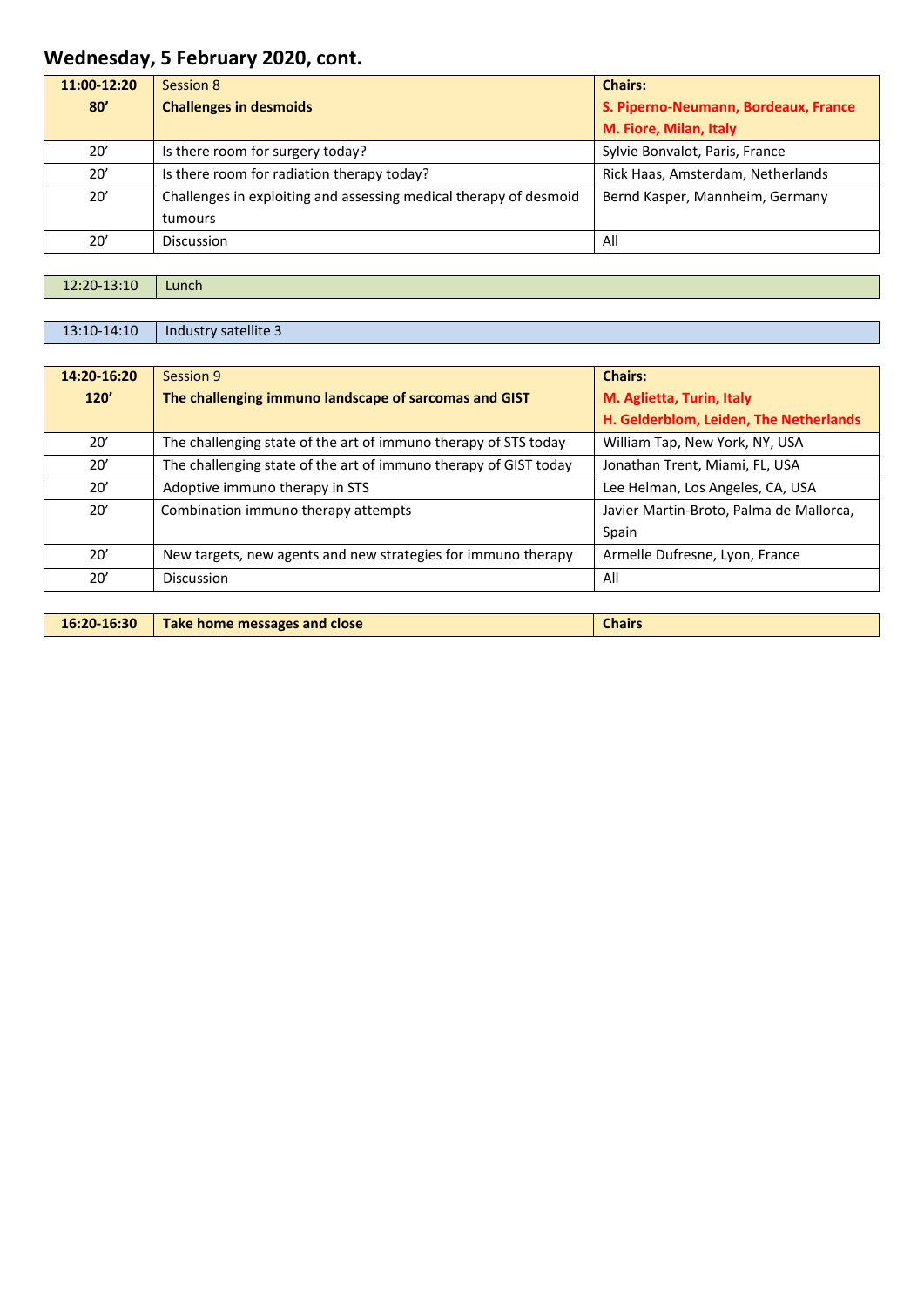## Wednesday, 5 February 2020, cont.

| | | |
|---|---|---|
| **11:00-12:20**<br>**80'** | Session 8<br>**Challenges in desmoids** | **Chairs:**<br>**S. Piperno-Neumann, Bordeaux, France**<br>**M. Fiore, Milan, Italy** |
| 20' | Is there room for surgery today? | Sylvie Bonvalot, Paris, France |
| 20' | Is there room for radiation therapy today? | Rick Haas, Amsterdam, Netherlands |
| 20' | Challenges in exploiting and assessing medical therapy of desmoid tumours | Bernd Kasper, Mannheim, Germany |
| 20' | Discussion | All |

| | |
|---|---|
| 12:20-13:10 | Lunch |

| | |
|---|---|
| 13:10-14:10 | Industry satellite 3 |

| | | |
|---|---|---|
| **14:20-16:20**<br>**120'** | Session 9<br>**The challenging immuno landscape of sarcomas and GIST** | **Chairs:**<br>**M. Aglietta, Turin, Italy**<br>**H. Gelderblom, Leiden, The Netherlands** |
| 20' | The challenging state of the art of immuno therapy of STS today | William Tap, New York, NY, USA |
| 20' | The challenging state of the art of immuno therapy of GIST today | Jonathan Trent, Miami, FL, USA |
| 20' | Adoptive immuno therapy in STS | Lee Helman, Los Angeles, CA, USA |
| 20' | Combination immuno therapy attempts | Javier Martin-Broto, Palma de Mallorca, Spain |
| 20' | New targets, new agents and new strategies for immuno therapy | Armelle Dufresne, Lyon, France |
| 20' | Discussion | All |

| | | |
|---|---|---|
| **16:20-16:30** | **Take home messages and close** | **Chairs** |